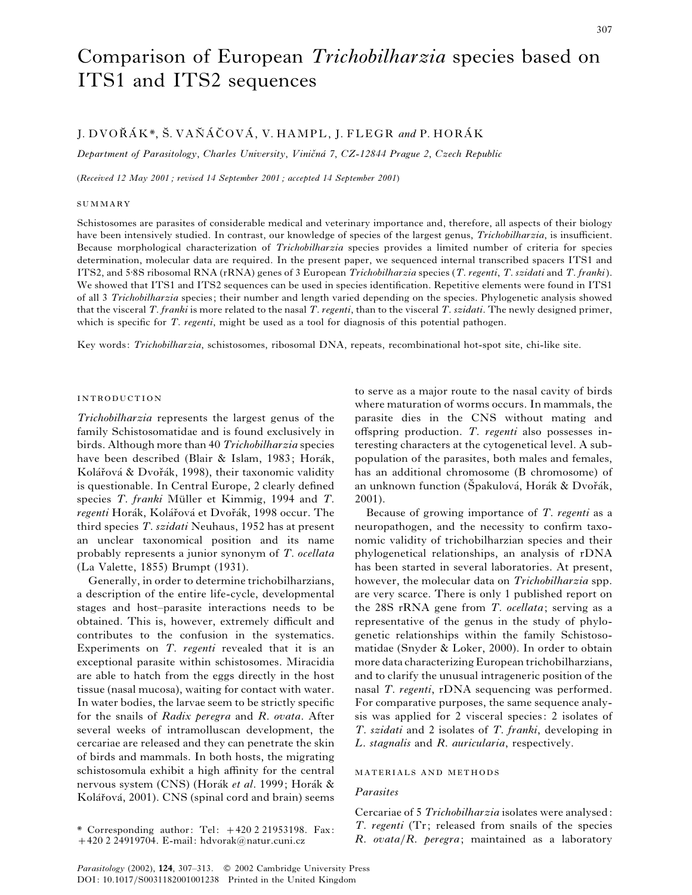# Comparison of European *Trichobilharzia* species based on ITS1 and ITS2 sequences

J. DVOŘÁK*, Š. VAŇÁČOVÁ, V. HAMPL, J. FLEGR *and* P. HORÁK

*Department of Parasitology, Charles University, Viničná 7, CZ-12844 Prague 2, Czech Republic*

(*Received 12 May 2001; revised 14 September 2001; accepted 14 September 2001*)

## SUMMARY

Schistosomes are parasites of considerable medical and veterinary importance and, therefore, all aspects of their biology have been intensively studied. In contrast, our knowledge of species of the largest genus, *Trichobilharzia*, is insufficient. Because morphological characterization of *Trichobilharzia* species provides a limited number of criteria for species determination, molecular data are required. In the present paper, we sequenced internal transcribed spacers ITS1 and ITS2, and 5·8S ribosomal RNA (rRNA) genes of 3 European *Trichobilharzia* species (*T. regenti*, *T. szidati* and *T. franki*). We showed that ITS1 and ITS2 sequences can be used in species identification. Repetitive elements were found in ITS1 of all 3 *Trichobilharzia* species; their number and length varied depending on the species. Phylogenetic analysis showed that the visceral *T. franki* is more related to the nasal *T. regenti*, than to the visceral *T. szidati*. The newly designed primer, which is specific for *T. regenti*, might be used as a tool for diagnosis of this potential pathogen.

Key words: *Trichobilharzia*, schistosomes, ribosomal DNA, repeats, recombinational hot-spot site, chi-like site.

## INTRODUCTION

*Trichobilharzia* represents the largest genus of the family Schistosomatidae and is found exclusively in birds. Although more than 40 *Trichobilharzia* species have been described (Blair & Islam, 1983; Horák, Kolářová & Dvořák, 1998), their taxonomic validity is questionable. In Central Europe, 2 clearly defined species *T. franki* Müller et Kimmig, 1994 and *T. regenti* Horák, Kolářová et Dvořák, 1998 occur. The third species *T. szidati* Neuhaus, 1952 has at present an unclear taxonomical position and its name probably represents a junior synonym of *T. ocellata* (La Valette, 1855) Brumpt (1931).

Generally, in order to determine trichobilharzians, a description of the entire life-cycle, developmental stages and host–parasite interactions needs to be obtained. This is, however, extremely difficult and contributes to the confusion in the systematics. Experiments on *T. regenti* revealed that it is an exceptional parasite within schistosomes. Miracidia are able to hatch from the eggs directly in the host tissue (nasal mucosa), waiting for contact with water. In water bodies, the larvae seem to be strictly specific for the snails of *Radix peregra* and *R. ovata*. After several weeks of intramolluscan development, the cercariae are released and they can penetrate the skin of birds and mammals. In both hosts, the migrating schistosomula exhibit a high affinity for the central nervous system (CNS) (Horák *et al*. 1999; Horák & Kolářová, 2001). CNS (spinal cord and brain) seems to serve as a major route to the nasal cavity of birds where maturation of worms occurs. In mammals, the parasite dies in the CNS without mating and offspring production. *T. regenti* also possesses interesting characters at the cytogenetical level. A subpopulation of the parasites, both males and females, has an additional chromosome (B chromosome) of an unknown function (Špakulová, Horák & Dvořák, 2001).

Because of growing importance of *T. regenti* as a neuropathogen, and the necessity to confirm taxonomic validity of trichobilharzian species and their phylogenetical relationships, an analysis of rDNA has been started in several laboratories. At present, however, the molecular data on *Trichobilharzia* spp. are very scarce. There is only 1 published report on the 28S rRNA gene from *T. ocellata*; serving as a representative of the genus in the study of phylogenetic relationships within the family Schistosomatidae (Snyder & Loker, 2000). In order to obtain more data characterizing European trichobilharzians, and to clarify the unusual intrageneric position of the nasal *T. regenti*, rDNA sequencing was performed. For comparative purposes, the same sequence analysis was applied for 2 visceral species: 2 isolates of *T. szidati* and 2 isolates of *T. franki*, developing in *L. stagnalis* and *R. auricularia*, respectively.

## MATERIALS AND METHODS

### *Parasites*

Cercariae of 5 *Trichobilharzia* isolates were analysed: *T. regenti* (Tr; released from snails of the species *R. ovata*/*R. peregra*; maintained as a laboratory

\* Corresponding author: Tel: +420 2 21953198. Fax: +420 2 24919704. E-mail: hdvorak@natur.cuni.cz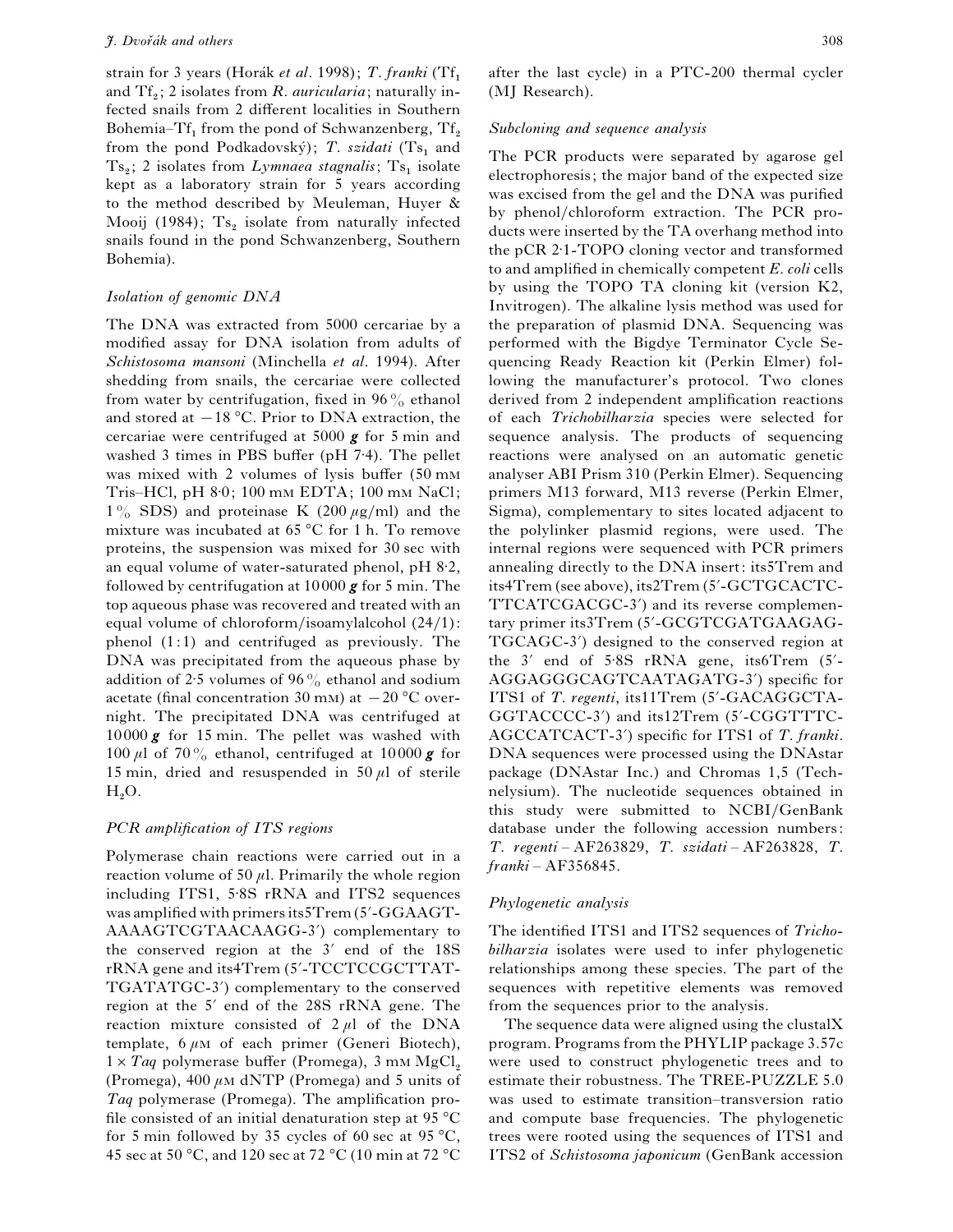strain for 3 years (Horák *et al*. 1998); *T. franki* ($Tf_1$ and $Tf_2$; 2 isolates from *R. auricularia*; naturally infected snails from 2 different localities in Southern Bohemia–$Tf_1$ from the pond of Schwanzenberg, $Tf_2$ from the pond Podkadovský); *T. szidati* ($Ts_1$ and $Ts_2$; 2 isolates from *Lymnaea stagnalis*; $Ts_1$ isolate kept as a laboratory strain for 5 years according to the method described by Meuleman, Huyer & Mooij (1984); $Ts_2$ isolate from naturally infected snails found in the pond Schwanzenberg, Southern Bohemia).

### *Isolation of genomic DNA*

The DNA was extracted from 5000 cercariae by a modified assay for DNA isolation from adults of *Schistosoma mansoni* (Minchella *et al*. 1994). After shedding from snails, the cercariae were collected from water by centrifugation, fixed in 96% ethanol and stored at −18 °C. Prior to DNA extraction, the cercariae were centrifuged at 5000 ***g*** for 5 min and washed 3 times in PBS buffer (pH 7·4). The pellet was mixed with 2 volumes of lysis buffer (50 mM Tris–HCl, pH 8·0; 100 mM EDTA; 100 mM NaCl; 1% SDS) and proteinase K (200 μg/ml) and the mixture was incubated at 65 °C for 1 h. To remove proteins, the suspension was mixed for 30 sec with an equal volume of water-saturated phenol, pH 8·2, followed by centrifugation at 10000 ***g*** for 5 min. The top aqueous phase was recovered and treated with an equal volume of chloroform/isoamylalcohol (24/1): phenol (1:1) and centrifuged as previously. The DNA was precipitated from the aqueous phase by addition of 2·5 volumes of 96% ethanol and sodium acetate (final concentration 30 mM) at −20 °C overnight. The precipitated DNA was centrifuged at 10000 ***g*** for 15 min. The pellet was washed with 100 μl of 70% ethanol, centrifuged at 10000 ***g*** for 15 min, dried and resuspended in 50 μl of sterile $H_2O$.

### *PCR amplification of ITS regions*

Polymerase chain reactions were carried out in a reaction volume of 50 μl. Primarily the whole region including ITS1, 5·8S rRNA and ITS2 sequences was amplified with primers its5Trem (5′-GGAAGTAAAAGTCGTAACAAGG-3′) complementary to the conserved region at the 3′ end of the 18S rRNA gene and its4Trem (5′-TCCTCCGCTTATTGATATGC-3′) complementary to the conserved region at the 5′ end of the 28S rRNA gene. The reaction mixture consisted of 2 μl of the DNA template, 6 μM of each primer (Generi Biotech), 1 × *Taq* polymerase buffer (Promega), 3 mM $MgCl_2$ (Promega), 400 μM dNTP (Promega) and 5 units of *Taq* polymerase (Promega). The amplification profile consisted of an initial denaturation step at 95 °C for 5 min followed by 35 cycles of 60 sec at 95 °C, 45 sec at 50 °C, and 120 sec at 72 °C (10 min at 72 °C after the last cycle) in a PTC-200 thermal cycler (MJ Research).

### *Subcloning and sequence analysis*

The PCR products were separated by agarose gel electrophoresis; the major band of the expected size was excised from the gel and the DNA was purified by phenol/chloroform extraction. The PCR products were inserted by the TA overhang method into the pCR 2·1-TOPO cloning vector and transformed to and amplified in chemically competent *E. coli* cells by using the TOPO TA cloning kit (version K2, Invitrogen). The alkaline lysis method was used for the preparation of plasmid DNA. Sequencing was performed with the Bigdye Terminator Cycle Sequencing Ready Reaction kit (Perkin Elmer) following the manufacturer's protocol. Two clones derived from 2 independent amplification reactions of each *Trichobilharzia* species were selected for sequence analysis. The products of sequencing reactions were analysed on an automatic genetic analyser ABI Prism 310 (Perkin Elmer). Sequencing primers M13 forward, M13 reverse (Perkin Elmer, Sigma), complementary to sites located adjacent to the polylinker plasmid regions, were used. The internal regions were sequenced with PCR primers annealing directly to the DNA insert: its5Trem and its4Trem (see above), its2Trem (5′-GCTGCACTCTTCATCGACGC-3′) and its reverse complementary primer its3Trem (5′-GCGTCGATGAAGAGTGCAGC-3′) designed to the conserved region at the 3′ end of 5·8S rRNA gene, its6Trem (5′-AGGAGGGCAGTCAATAGATG-3′) specific for ITS1 of *T. regenti*, its11Trem (5′-GACAGGCTAGGTACCCC-3′) and its12Trem (5′-CGGTTTCAGCCATCACT-3′) specific for ITS1 of *T. franki*. DNA sequences were processed using the DNAstar package (DNAstar Inc.) and Chromas 1,5 (Technelysium). The nucleotide sequences obtained in this study were submitted to NCBI/GenBank database under the following accession numbers: *T. regenti* – AF263829, *T. szidati* – AF263828, *T. franki* – AF356845.

### *Phylogenetic analysis*

The identified ITS1 and ITS2 sequences of *Trichobilharzia* isolates were used to infer phylogenetic relationships among these species. The part of the sequences with repetitive elements was removed from the sequences prior to the analysis.

The sequence data were aligned using the clustalX program. Programs from the PHYLIP package 3.57c were used to construct phylogenetic trees and to estimate their robustness. The TREE-PUZZLE 5.0 was used to estimate transition–transversion ratio and compute base frequencies. The phylogenetic trees were rooted using the sequences of ITS1 and ITS2 of *Schistosoma japonicum* (GenBank accession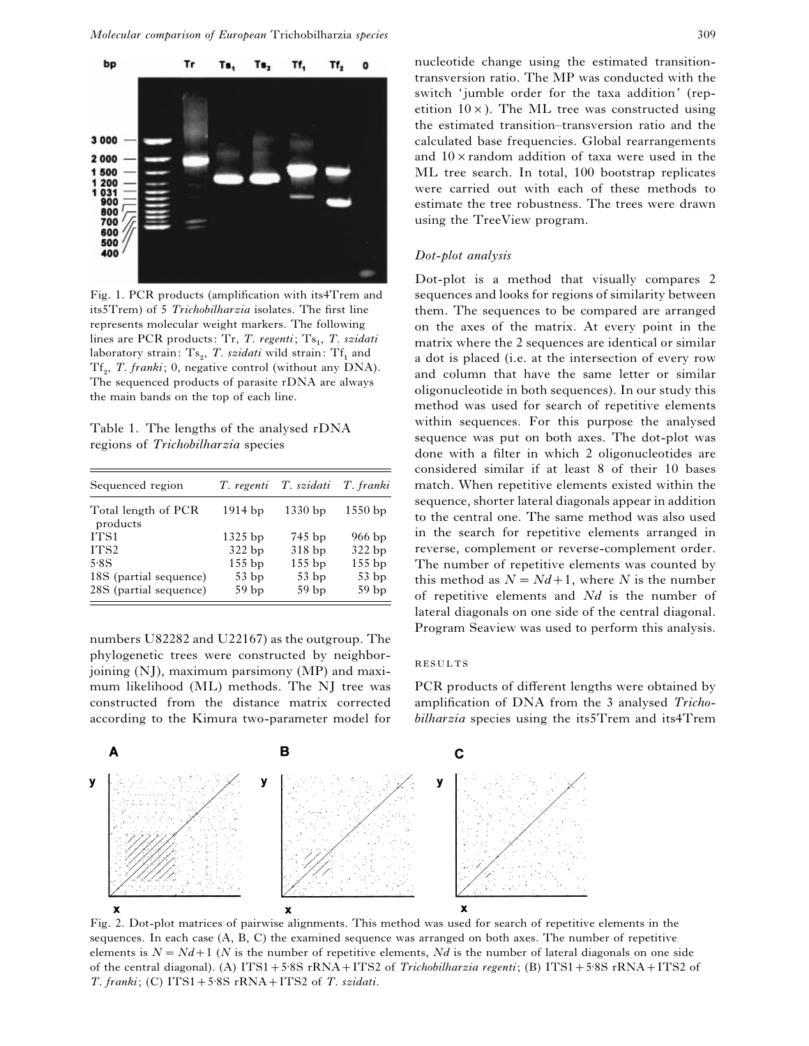Fig. 1. PCR products (amplification with its4Trem and its5Trem) of 5 *Trichobilharzia* isolates. The first line represents molecular weight markers. The following lines are PCR products: Tr, *T. regenti*; $Ts_1$, *T. szidati* laboratory strain: $Ts_2$, *T. szidati* wild strain: $Tf_1$ and $Tf_2$, *T. franki*; 0, negative control (without any DNA). The sequenced products of parasite rDNA are always the main bands on the top of each line.

Table 1. The lengths of the analysed rDNA regions of *Trichobilharzia* species

| Sequenced region | *T. regenti* | *T. szidati* | *T. franki* |
|---|---|---|---|
| Total length of PCR products | 1914 bp | 1330 bp | 1550 bp |
| ITS1 | 1325 bp | 745 bp | 966 bp |
| ITS2 | 322 bp | 318 bp | 322 bp |
| 5·8S | 155 bp | 155 bp | 155 bp |
| 18S (partial sequence) | 53 bp | 53 bp | 53 bp |
| 28S (partial sequence) | 59 bp | 59 bp | 59 bp |

numbers U82282 and U22167) as the outgroup. The phylogenetic trees were constructed by neighbor-joining (NJ), maximum parsimony (MP) and maximum likelihood (ML) methods. The NJ tree was constructed from the distance matrix corrected according to the Kimura two-parameter model for nucleotide change using the estimated transition-transversion ratio. The MP was conducted with the switch 'jumble order for the taxa addition' (repetition 10×). The ML tree was constructed using the estimated transition–transversion ratio and the calculated base frequencies. Global rearrangements and 10×random addition of taxa were used in the ML tree search. In total, 100 bootstrap replicates were carried out with each of these methods to estimate the tree robustness. The trees were drawn using the TreeView program.

### *Dot-plot analysis*

Dot-plot is a method that visually compares 2 sequences and looks for regions of similarity between them. The sequences to be compared are arranged on the axes of the matrix. At every point in the matrix where the 2 sequences are identical or similar a dot is placed (i.e. at the intersection of every row and column that have the same letter or similar oligonucleotide in both sequences). In our study this method was used for search of repetitive elements within sequences. For this purpose the analysed sequence was put on both axes. The dot-plot was done with a filter in which 2 oligonucleotides are considered similar if at least 8 of their 10 bases match. When repetitive elements existed within the sequence, shorter lateral diagonals appear in addition to the central one. The same method was also used in the search for repetitive elements arranged in reverse, complement or reverse-complement order. The number of repetitive elements was counted by this method as $N = Nd + 1$, where $N$ is the number of repetitive elements and $Nd$ is the number of lateral diagonals on one side of the central diagonal. Program Seaview was used to perform this analysis.

## RESULTS

PCR products of different lengths were obtained by amplification of DNA from the 3 analysed *Trichobilharzia* species using the its5Trem and its4Trem

Fig. 2. Dot-plot matrices of pairwise alignments. This method was used for search of repetitive elements in the sequences. In each case (A, B, C) the examined sequence was arranged on both axes. The number of repetitive elements is $N = Nd + 1$ ($N$ is the number of repetitive elements, $Nd$ is the number of lateral diagonals on one side of the central diagonal). (A) ITS1 + 5·8S rRNA + ITS2 of *Trichobilharzia regenti*; (B) ITS1 + 5·8S rRNA + ITS2 of *T. franki*; (C) ITS1 + 5·8S rRNA + ITS2 of *T. szidati*.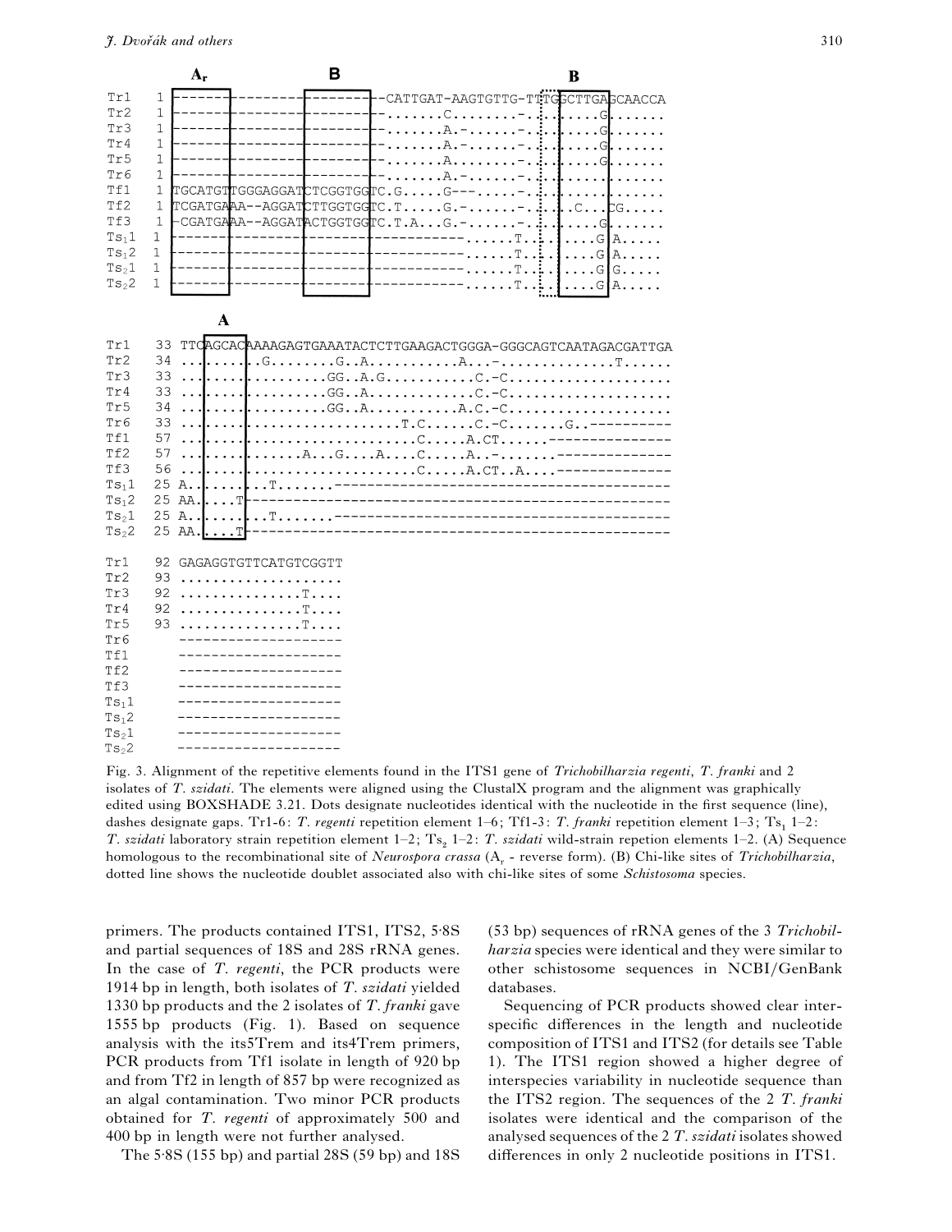```
              Ar               B                                     B
Tr1    1 --------------------------CATTGAT-AAGTGTTG-TTTGGCTTGAGCAACCA
Tr2    1 --------------------------.......C........-........G.......
Tr3    1 --------------------------.......A.-......-........G.......
Tr4    1 --------------------------.......A.-......-........G.......
Tr5    1 --------------------------.......A........-........G.......
Tr6    1 --------------------------.......A.-......-................
Tf1    1 TGCATGTTGGGAGGATCTCGGTGGTC.G.....G---.....-................
Tf2    1 TCGATGAAA--AGGATCTTGGTGGTC.T.....G.-......-.......C...CG.....
Tf3    1 -CGATGAAA--AGGATACTGGTGGTC.T.A...G.-......-........G.......
Ts11   1 ------------------------------------......T..........G A.....
Ts12   1 ------------------------------------......T..........G A.....
Ts21   1 ------------------------------------......T..........G G.....
Ts22   1 ------------------------------------......T..........G A.....

              A
Tr1   33 TTCAGCACAAAAGAGTGAAATACTCTTGAAGACTGGGA-GGGCAGTCAATAGACGATTGA
Tr2   34 .............G........G..A...........A...-..............T......
Tr3   33 ................GG..A.G...........C.-C....................
Tr4   33 ................GG..A............C.-C....................
Tr5   34 ................GG..A...........A.C.-C....................
Tr6   33 .........................T.C......C.-C.......G..----------
Tf1   57 ..........................C.....A.CT......---------------
Tf2   57 ...............A...G....A....C.....A..-.......--------------
Tf3   56 ..........................C.....A.CT..A....--------------
Ts11  25 A..........T.......------------------------------------------
Ts12  25 AA.....T-----------------------------------------------------
Ts21  25 A..........T.......------------------------------------------
Ts22  25 AA.....T-----------------------------------------------------

Tr1   92 GAGAGGTGTTCATGTCGGTT
Tr2   93 ....................
Tr3   92 ...............T....
Tr4   92 ...............T....
Tr5   93 ...............T....
Tr6      --------------------
Tf1      --------------------
Tf2      --------------------
Tf3      --------------------
Ts11     --------------------
Ts12     --------------------
Ts21     --------------------
Ts22     --------------------
```

Fig. 3. Alignment of the repetitive elements found in the ITS1 gene of *Trichobilharzia regenti*, *T. franki* and 2 isolates of *T. szidati*. The elements were aligned using the ClustalX program and the alignment was graphically edited using BOXSHADE 3.21. Dots designate nucleotides identical with the nucleotide in the first sequence (line), dashes designate gaps. Tr1-6: *T. regenti* repetition element 1–6; Tf1-3: *T. franki* repetition element 1–3; $Ts_1$ 1–2: *T. szidati* laboratory strain repetition element 1–2; $Ts_2$ 1–2: *T. szidati* wild-strain repetion elements 1–2. (A) Sequence homologous to the recombinational site of *Neurospora crassa* ($A_r$ - reverse form). (B) Chi-like sites of *Trichobilharzia*, dotted line shows the nucleotide doublet associated also with chi-like sites of some *Schistosoma* species.

primers. The products contained ITS1, ITS2, 5·8S and partial sequences of 18S and 28S rRNA genes. In the case of *T. regenti*, the PCR products were 1914 bp in length, both isolates of *T. szidati* yielded 1330 bp products and the 2 isolates of *T. franki* gave 1555 bp products (Fig. 1). Based on sequence analysis with the its5Trem and its4Trem primers, PCR products from Tf1 isolate in length of 920 bp and from Tf2 in length of 857 bp were recognized as an algal contamination. Two minor PCR products obtained for *T. regenti* of approximately 500 and 400 bp in length were not further analysed.

The 5·8S (155 bp) and partial 28S (59 bp) and 18S (53 bp) sequences of rRNA genes of the 3 *Trichobilharzia* species were identical and they were similar to other schistosome sequences in NCBI/GenBank databases.

Sequencing of PCR products showed clear interspecific differences in the length and nucleotide composition of ITS1 and ITS2 (for details see Table 1). The ITS1 region showed a higher degree of interspecies variability in nucleotide sequence than the ITS2 region. The sequences of the 2 *T. franki* isolates were identical and the comparison of the analysed sequences of the 2 *T. szidati* isolates showed differences in only 2 nucleotide positions in ITS1.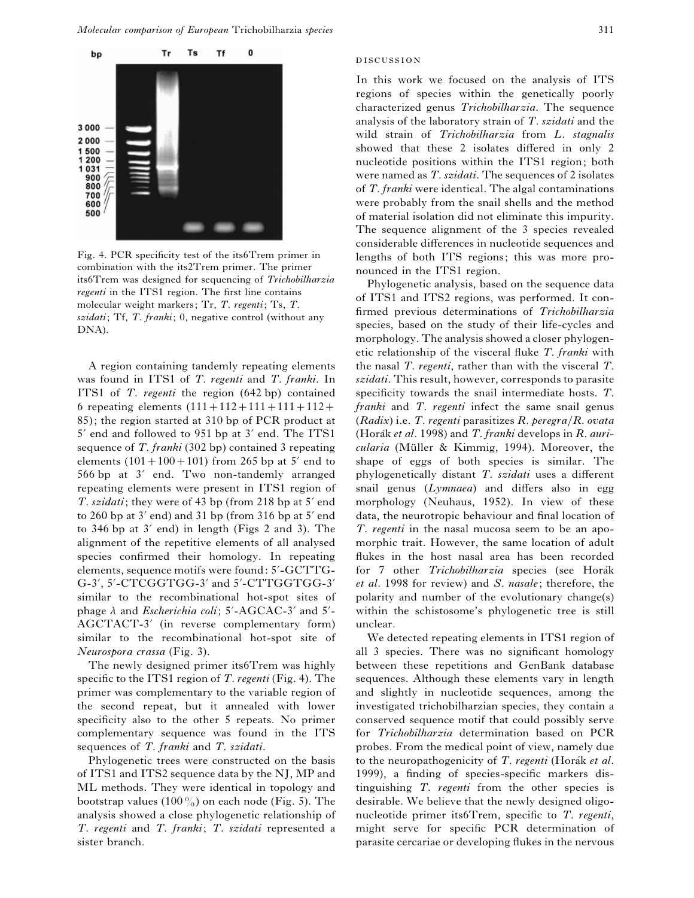Fig. 4. PCR specificity test of the its6Trem primer in combination with the its2Trem primer. The primer its6Trem was designed for sequencing of *Trichobilharzia regenti* in the ITS1 region. The first line contains molecular weight markers; Tr, *T. regenti*; Ts, *T. szidati*; Tf, *T. franki*; 0, negative control (without any DNA).

A region containing tandemly repeating elements was found in ITS1 of *T. regenti* and *T. franki*. In ITS1 of *T. regenti* the region (642 bp) contained 6 repeating elements (111+112+111+111+112+85); the region started at 310 bp of PCR product at 5′ end and followed to 951 bp at 3′ end. The ITS1 sequence of *T. franki* (302 bp) contained 3 repeating elements (101+100+101) from 265 bp at 5′ end to 566 bp at 3′ end. Two non-tandemly arranged repeating elements were present in ITS1 region of *T. szidati*; they were of 43 bp (from 218 bp at 5′ end to 260 bp at 3′ end) and 31 bp (from 316 bp at 5′ end to 346 bp at 3′ end) in length (Figs 2 and 3). The alignment of the repetitive elements of all analysed species confirmed their homology. In repeating elements, sequence motifs were found: 5′-GCTTGG-3′, 5′-CTCGGTGG-3′ and 5′-CTTGGTGG-3′ similar to the recombinational hot-spot sites of phage $\lambda$ and *Escherichia coli*; 5′-AGCAC-3′ and 5′-AGCTACT-3′ (in reverse complementary form) similar to the recombinational hot-spot site of *Neurospora crassa* (Fig. 3).

The newly designed primer its6Trem was highly specific to the ITS1 region of *T. regenti* (Fig. 4). The primer was complementary to the variable region of the second repeat, but it annealed with lower specificity also to the other 5 repeats. No primer complementary sequence was found in the ITS sequences of *T. franki* and *T. szidati*.

Phylogenetic trees were constructed on the basis of ITS1 and ITS2 sequence data by the NJ, MP and ML methods. They were identical in topology and bootstrap values (100%) on each node (Fig. 5). The analysis showed a close phylogenetic relationship of *T. regenti* and *T. franki*; *T. szidati* represented a sister branch.

## DISCUSSION

In this work we focused on the analysis of ITS regions of species within the genetically poorly characterized genus *Trichobilharzia*. The sequence analysis of the laboratory strain of *T. szidati* and the wild strain of *Trichobilharzia* from *L. stagnalis* showed that these 2 isolates differed in only 2 nucleotide positions within the ITS1 region; both were named as *T. szidati*. The sequences of 2 isolates of *T. franki* were identical. The algal contaminations were probably from the snail shells and the method of material isolation did not eliminate this impurity. The sequence alignment of the 3 species revealed considerable differences in nucleotide sequences and lengths of both ITS regions; this was more pronounced in the ITS1 region.

Phylogenetic analysis, based on the sequence data of ITS1 and ITS2 regions, was performed. It confirmed previous determinations of *Trichobilharzia* species, based on the study of their life-cycles and morphology. The analysis showed a closer phylogenetic relationship of the visceral fluke *T. franki* with the nasal *T. regenti*, rather than with the visceral *T. szidati*. This result, however, corresponds to parasite specificity towards the snail intermediate hosts. *T. franki* and *T. regenti* infect the same snail genus (*Radix*) i.e. *T. regenti* parasitizes *R. peregra*/*R. ovata* (Horák *et al*. 1998) and *T. franki* develops in *R. auricularia* (Müller & Kimmig, 1994). Moreover, the shape of eggs of both species is similar. The phylogenetically distant *T. szidati* uses a different snail genus (*Lymnaea*) and differs also in egg morphology (Neuhaus, 1952). In view of these data, the neurotropic behaviour and final location of *T. regenti* in the nasal mucosa seem to be an apomorphic trait. However, the same location of adult flukes in the host nasal area has been recorded for 7 other *Trichobilharzia* species (see Horák *et al*. 1998 for review) and *S. nasale*; therefore, the polarity and number of the evolutionary change(s) within the schistosome's phylogenetic tree is still unclear.

We detected repeating elements in ITS1 region of all 3 species. There was no significant homology between these repetitions and GenBank database sequences. Although these elements vary in length and slightly in nucleotide sequences, among the investigated trichobilharzian species, they contain a conserved sequence motif that could possibly serve for *Trichobilharzia* determination based on PCR probes. From the medical point of view, namely due to the neuropathogenicity of *T. regenti* (Horák *et al*. 1999), a finding of species-specific markers distinguishing *T. regenti* from the other species is desirable. We believe that the newly designed oligonucleotide primer its6Trem, specific to *T. regenti*, might serve for specific PCR determination of parasite cercariae or developing flukes in the nervous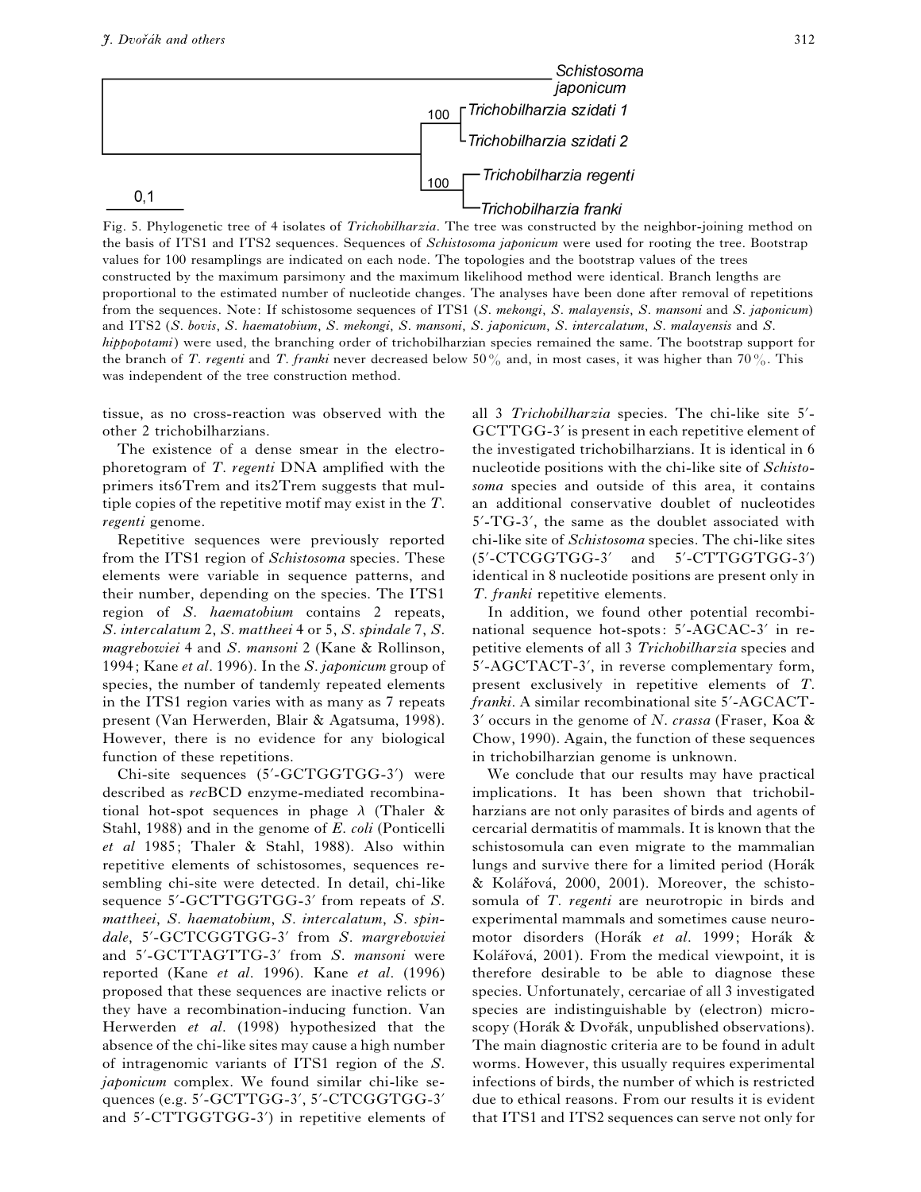Fig. 5. Phylogenetic tree of 4 isolates of *Trichobilharzia*. The tree was constructed by the neighbor-joining method on the basis of ITS1 and ITS2 sequences. Sequences of *Schistosoma japonicum* were used for rooting the tree. Bootstrap values for 100 resamplings are indicated on each node. The topologies and the bootstrap values of the trees constructed by the maximum parsimony and the maximum likelihood method were identical. Branch lengths are proportional to the estimated number of nucleotide changes. The analyses have been done after removal of repetitions from the sequences. Note: If schistosome sequences of ITS1 (*S. mekongi*, *S. malayensis*, *S. mansoni* and *S. japonicum*) and ITS2 (*S. bovis*, *S. haematobium*, *S. mekongi*, *S. mansoni*, *S. japonicum*, *S. intercalatum*, *S. malayensis* and *S. hippopotami*) were used, the branching order of trichobilharzian species remained the same. The bootstrap support for the branch of *T. regenti* and *T. franki* never decreased below 50% and, in most cases, it was higher than 70%. This was independent of the tree construction method.

tissue, as no cross-reaction was observed with the other 2 trichobilharzians.

The existence of a dense smear in the electrophoretogram of *T. regenti* DNA amplified with the primers its6Trem and its2Trem suggests that multiple copies of the repetitive motif may exist in the *T. regenti* genome.

Repetitive sequences were previously reported from the ITS1 region of *Schistosoma* species. These elements were variable in sequence patterns, and their number, depending on the species. The ITS1 region of *S. haematobium* contains 2 repeats, *S. intercalatum* 2, *S. mattheei* 4 or 5, *S. spindale* 7, *S. magrebowiei* 4 and *S. mansoni* 2 (Kane & Rollinson, 1994; Kane *et al*. 1996). In the *S. japonicum* group of species, the number of tandemly repeated elements in the ITS1 region varies with as many as 7 repeats present (Van Herwerden, Blair & Agatsuma, 1998). However, there is no evidence for any biological function of these repetitions.

Chi-site sequences (5′-GCTGGTGG-3′) were described as *rec*BCD enzyme-mediated recombinational hot-spot sequences in phage $\lambda$ (Thaler & Stahl, 1988) and in the genome of *E. coli* (Ponticelli *et al* 1985; Thaler & Stahl, 1988). Also within repetitive elements of schistosomes, sequences resembling chi-site were detected. In detail, chi-like sequence 5′-GCTTGGTGG-3′ from repeats of *S. mattheei*, *S. haematobium*, *S. intercalatum*, *S. spindale*, 5′-GCTCGGTGG-3′ from *S. margrebowiei* and 5′-GCTTAGTTG-3′ from *S. mansoni* were reported (Kane *et al*. 1996). Kane *et al*. (1996) proposed that these sequences are inactive relicts or they have a recombination-inducing function. Van Herwerden *et al*. (1998) hypothesized that the absence of the chi-like sites may cause a high number of intragenomic variants of ITS1 region of the *S. japonicum* complex. We found similar chi-like sequences (e.g. 5′-GCTTGG-3′, 5′-CTCGGTGG-3′ and 5′-CTTGGTGG-3′) in repetitive elements of all 3 *Trichobilharzia* species. The chi-like site 5′-GCTTGG-3′ is present in each repetitive element of the investigated trichobilharzians. It is identical in 6 nucleotide positions with the chi-like site of *Schistosoma* species and outside of this area, it contains an additional conservative doublet of nucleotides 5′-TG-3′, the same as the doublet associated with chi-like sites of *Schistosoma* species. The chi-like sites (5′-CTCGGTGG-3′ and 5′-CTTGGTGG-3′) identical in 8 nucleotide positions are present only in *T. franki* repetitive elements.

In addition, we found other potential recombinational sequence hot-spots: 5′-AGCAC-3′ in repetitive elements of all 3 *Trichobilharzia* species and 5′-AGCTACT-3′, in reverse complementary form, present exclusively in repetitive elements of *T. franki*. A similar recombinational site 5′-AGCACT-3′ occurs in the genome of *N. crassa* (Fraser, Koa & Chow, 1990). Again, the function of these sequences in trichobilharzian genome is unknown.

We conclude that our results may have practical implications. It has been shown that trichobilharzians are not only parasites of birds and agents of cercarial dermatitis of mammals. It is known that the schistosomula can even migrate to the mammalian lungs and survive there for a limited period (Horák & Kolářová, 2000, 2001). Moreover, the schistosomula of *T. regenti* are neurotropic in birds and experimental mammals and sometimes cause neuromotor disorders (Horák *et al*. 1999; Horák & Kolářová, 2001). From the medical viewpoint, it is therefore desirable to be able to diagnose these species. Unfortunately, cercariae of all 3 investigated species are indistinguishable by (electron) microscopy (Horák & Dvořák, unpublished observations). The main diagnostic criteria are to be found in adult worms. However, this usually requires experimental infections of birds, the number of which is restricted due to ethical reasons. From our results it is evident that ITS1 and ITS2 sequences can serve not only for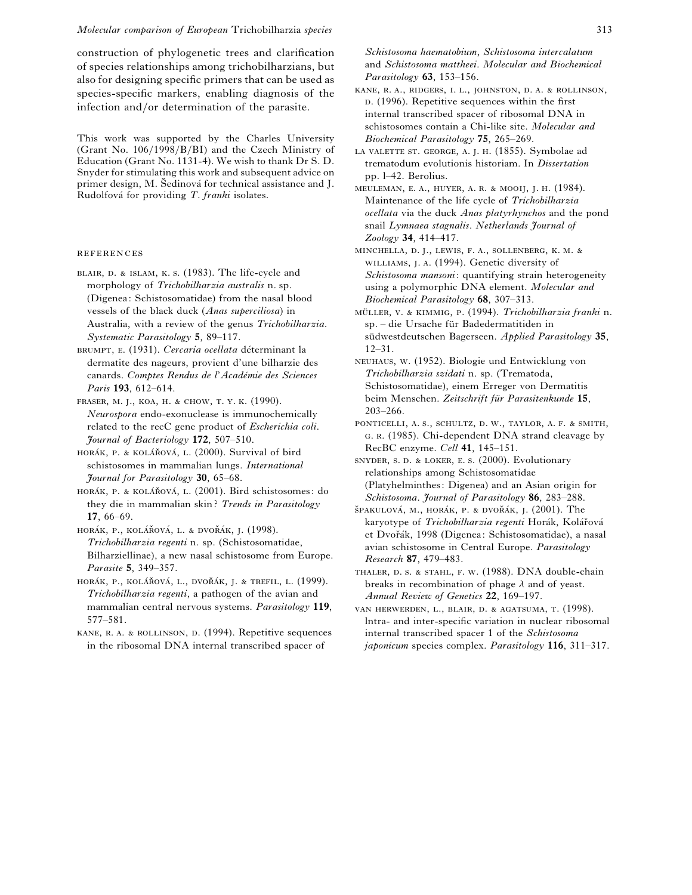construction of phylogenetic trees and clarification of species relationships among trichobilharzians, but also for designing specific primers that can be used as species-specific markers, enabling diagnosis of the infection and/or determination of the parasite.

This work was supported by the Charles University (Grant No. 106/1998/B/BI) and the Czech Ministry of Education (Grant No. 1131-4). We wish to thank Dr S. D. Snyder for stimulating this work and subsequent advice on primer design, M. Šedinová for technical assistance and J. Rudolfová for providing *T. franki* isolates.

## REFERENCES

Blair, D. & Islam, K. S. (1983). The life-cycle and morphology of *Trichobilharzia australis* n. sp. (Digenea: Schistosomatidae) from the nasal blood vessels of the black duck (*Anas superciliosa*) in Australia, with a review of the genus *Trichobilharzia*. *Systematic Parasitology* **5**, 89–117.

Brumpt, E. (1931). *Cercaria ocellata* déterminant la dermatite des nageurs, provient d'une bilharzie des canards. *Comptes Rendus de l'Académie des Sciences Paris* **193**, 612–614.

Fraser, M. J., Koa, H. & Chow, T. Y. K. (1990). *Neurospora* endo-exonuclease is immunochemically related to the recC gene product of *Escherichia coli*. *Journal of Bacteriology* **172**, 507–510.

Horák, P. & Kolářová, L. (2000). Survival of bird schistosomes in mammalian lungs. *International Journal for Parasitology* **30**, 65–68.

Horák, P. & Kolářová, L. (2001). Bird schistosomes: do they die in mammalian skin? *Trends in Parasitology* **17**, 66–69.

Horák, P., Kolářová, L. & Dvořák, J. (1998). *Trichobilharzia regenti* n. sp. (Schistosomatidae, Bilharziellinae), a new nasal schistosome from Europe. *Parasite* **5**, 349–357.

Horák, P., Kolářová, L., Dvořák, J. & Trefil, L. (1999). *Trichobilharzia regenti*, a pathogen of the avian and mammalian central nervous systems. *Parasitology* **119**, 577–581.

Kane, R. A. & Rollinson, D. (1994). Repetitive sequences in the ribosomal DNA internal transcribed spacer of *Schistosoma haematobium*, *Schistosoma intercalatum* and *Schistosoma mattheei*. *Molecular and Biochemical Parasitology* **63**, 153–156.

Kane, R. A., Ridgers, I. L., Johnston, D. A. & Rollinson, D. (1996). Repetitive sequences within the first internal transcribed spacer of ribosomal DNA in schistosomes contain a Chi-like site. *Molecular and Biochemical Parasitology* **75**, 265–269.

La Valette St. George, A. J. H. (1855). Symbolae ad trematodum evolutionis historiam. In *Dissertation* pp. 1–42. Berolius.

Meuleman, E. A., Huyer, A. R. & Mooij, J. H. (1984). Maintenance of the life cycle of *Trichobilharzia ocellata* via the duck *Anas platyrhynchos* and the pond snail *Lymnaea stagnalis*. *Netherlands Journal of Zoology* **34**, 414–417.

Minchella, D. J., Lewis, F. A., Sollenberg, K. M. & Williams, J. A. (1994). Genetic diversity of *Schistosoma mansoni*: quantifying strain heterogeneity using a polymorphic DNA element. *Molecular and Biochemical Parasitology* **68**, 307–313.

Müller, V. & Kimmig, P. (1994). *Trichobilharzia franki* n. sp. – die Ursache für Badedermatitiden in südwestdeutschen Bagerseen. *Applied Parasitology* **35**, 12–31.

Neuhaus, W. (1952). Biologie und Entwicklung von *Trichobilharzia szidati* n. sp. (Trematoda, Schistosomatidae), einem Erreger von Dermatitis beim Menschen. *Zeitschrift für Parasitenkunde* **15**, 203–266.

Ponticelli, A. S., Schultz, D. W., Taylor, A. F. & Smith, G. R. (1985). Chi-dependent DNA strand cleavage by RecBC enzyme. *Cell* **41**, 145–151.

Snyder, S. D. & Loker, E. S. (2000). Evolutionary relationships among Schistosomatidae (Platyhelminthes: Digenea) and an Asian origin for *Schistosoma*. *Journal of Parasitology* **86**, 283–288.

Špakulová, M., Horák, P. & Dvořák, J. (2001). The karyotype of *Trichobilharzia regenti* Horák, Kolářová et Dvořák, 1998 (Digenea: Schistosomatidae), a nasal avian schistosome in Central Europe. *Parasitology Research* **87**, 479–483.

Thaler, D. S. & Stahl, F. W. (1988). DNA double-chain breaks in recombination of phage $\lambda$ and of yeast. *Annual Review of Genetics* **22**, 169–197.

van Herwerden, L., Blair, D. & Agatsuma, T. (1998). Intra- and inter-specific variation in nuclear ribosomal internal transcribed spacer 1 of the *Schistosoma japonicum* species complex. *Parasitology* **116**, 311–317.